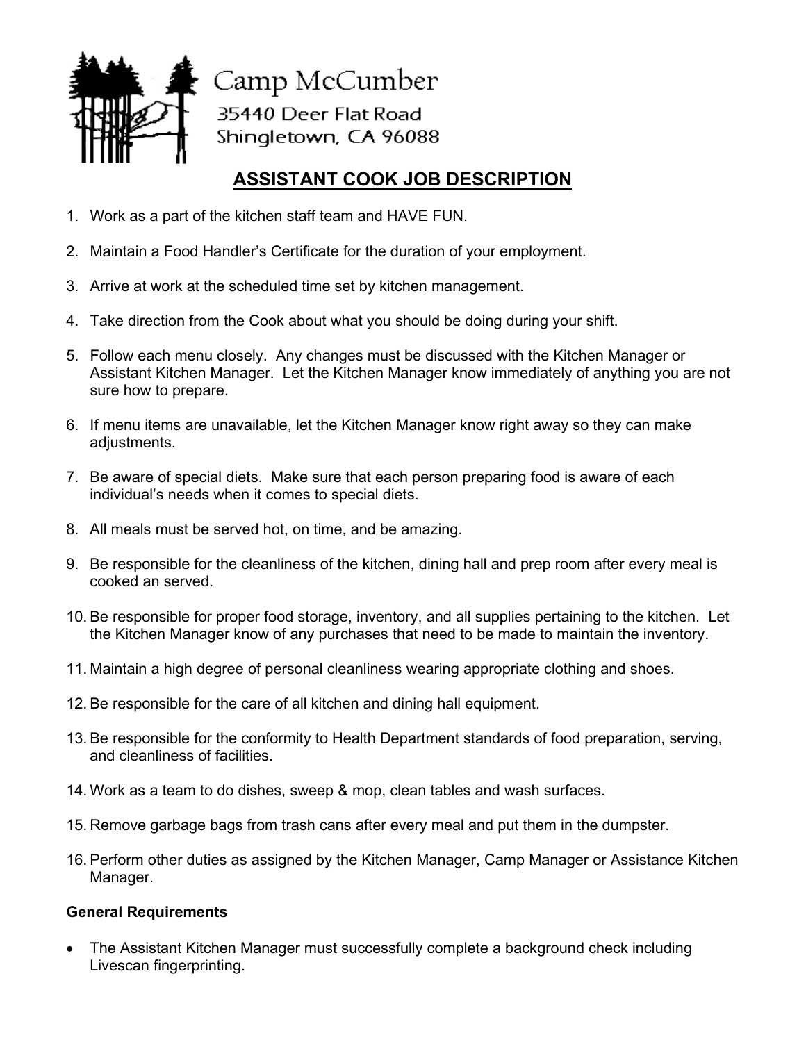Camp McCumber
35440 Deer Flat Road
Shingletown, CA 96088

# ASSISTANT COOK JOB DESCRIPTION

1. Work as a part of the kitchen staff team and HAVE FUN.

2. Maintain a Food Handler's Certificate for the duration of your employment.

3. Arrive at work at the scheduled time set by kitchen management.

4. Take direction from the Cook about what you should be doing during your shift.

5. Follow each menu closely. Any changes must be discussed with the Kitchen Manager or Assistant Kitchen Manager. Let the Kitchen Manager know immediately of anything you are not sure how to prepare.

6. If menu items are unavailable, let the Kitchen Manager know right away so they can make adjustments.

7. Be aware of special diets. Make sure that each person preparing food is aware of each individual's needs when it comes to special diets.

8. All meals must be served hot, on time, and be amazing.

9. Be responsible for the cleanliness of the kitchen, dining hall and prep room after every meal is cooked an served.

10. Be responsible for proper food storage, inventory, and all supplies pertaining to the kitchen. Let the Kitchen Manager know of any purchases that need to be made to maintain the inventory.

11. Maintain a high degree of personal cleanliness wearing appropriate clothing and shoes.

12. Be responsible for the care of all kitchen and dining hall equipment.

13. Be responsible for the conformity to Health Department standards of food preparation, serving, and cleanliness of facilities.

14. Work as a team to do dishes, sweep & mop, clean tables and wash surfaces.

15. Remove garbage bags from trash cans after every meal and put them in the dumpster.

16. Perform other duties as assigned by the Kitchen Manager, Camp Manager or Assistance Kitchen Manager.

**General Requirements**

- The Assistant Kitchen Manager must successfully complete a background check including Livescan fingerprinting.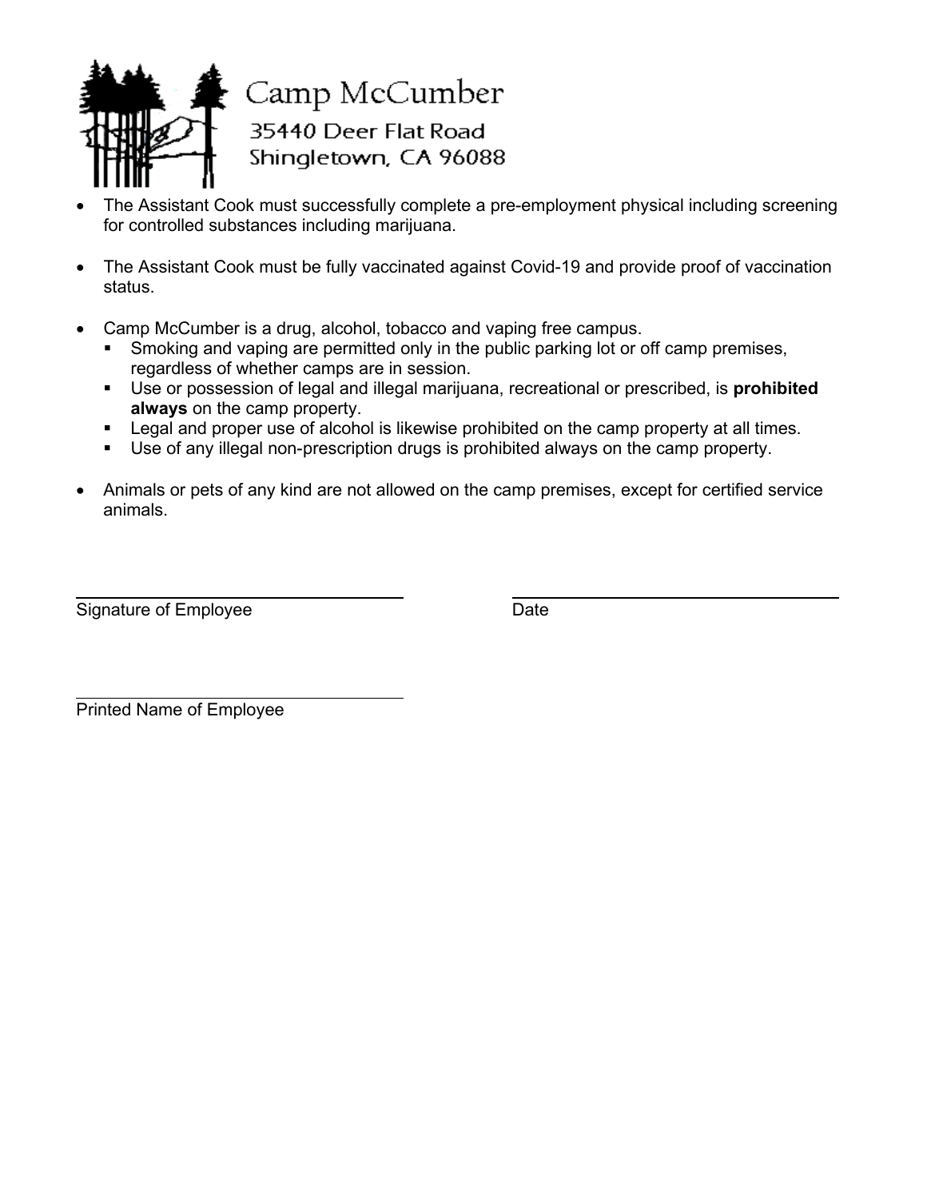Camp McCumber
35440 Deer Flat Road
Shingletown, CA 96088

- The Assistant Cook must successfully complete a pre-employment physical including screening for controlled substances including marijuana.

- The Assistant Cook must be fully vaccinated against Covid-19 and provide proof of vaccination status.

- Camp McCumber is a drug, alcohol, tobacco and vaping free campus.
  - Smoking and vaping are permitted only in the public parking lot or off camp premises, regardless of whether camps are in session.
  - Use or possession of legal and illegal marijuana, recreational or prescribed, is **prohibited always** on the camp property.
  - Legal and proper use of alcohol is likewise prohibited on the camp property at all times.
  - Use of any illegal non-prescription drugs is prohibited always on the camp property.

- Animals or pets of any kind are not allowed on the camp premises, except for certified service animals.

\_\_\_\_\_\_\_\_\_\_\_\_\_\_\_\_\_\_\_\_\_\_\_\_\_\_\_\_\_\_\_\_\_\_\_\_ \_\_\_\_\_\_\_\_\_\_\_\_\_\_\_\_\_\_\_\_\_\_\_\_\_\_\_\_\_\_\_\_\_\_\_\_

Signature of Employee Date

\_\_\_\_\_\_\_\_\_\_\_\_\_\_\_\_\_\_\_\_\_\_\_\_\_\_\_\_\_\_\_\_\_\_\_\_

Printed Name of Employee